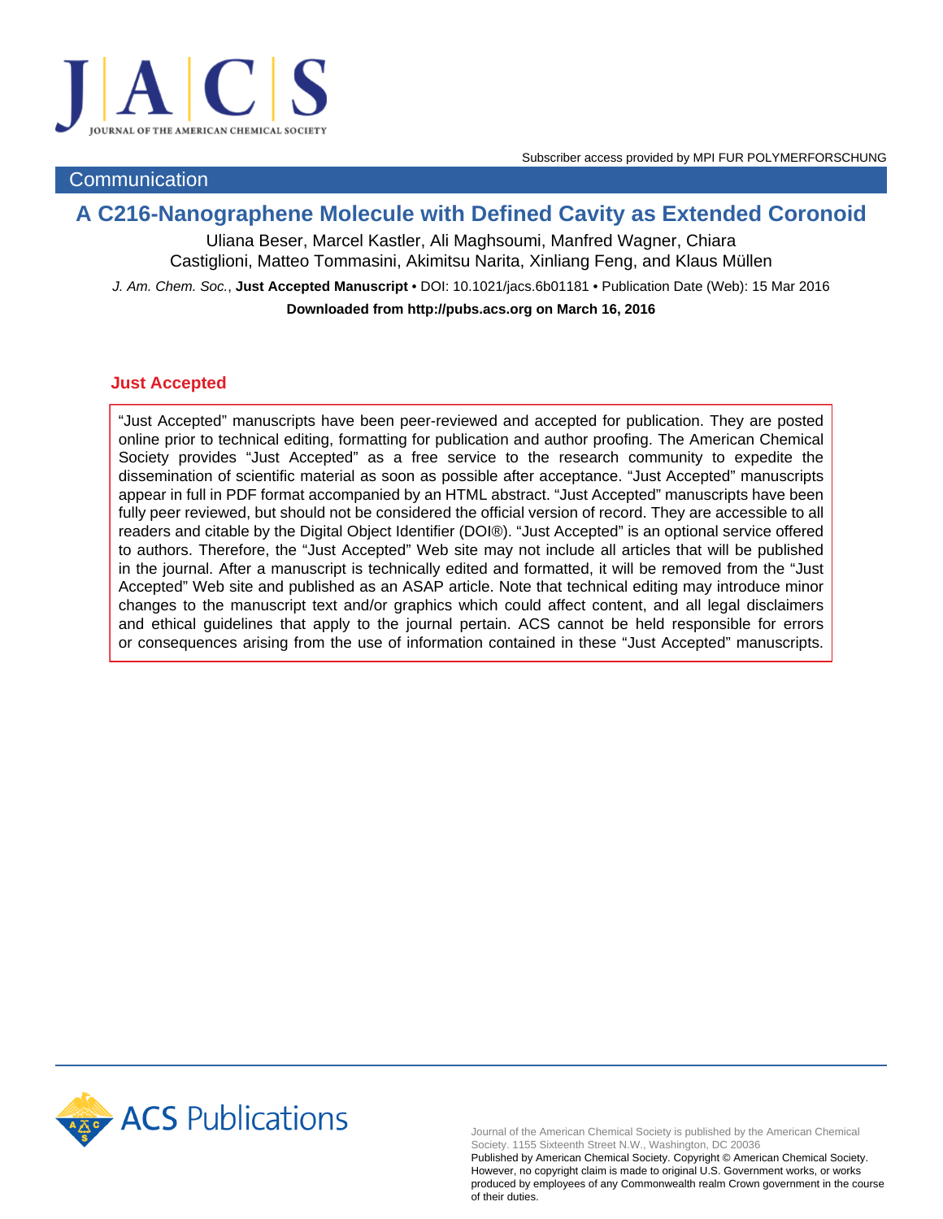Subscriber access provided by MPI FUR POLYMERFORSCHUNG

Communication

# A C216-Nanographene Molecule with Defined Cavity as Extended Coronoid

Uliana Beser, Marcel Kastler, Ali Maghsoumi, Manfred Wagner, Chiara Castiglioni, Matteo Tommasini, Akimitsu Narita, Xinliang Feng, and Klaus Müllen

*J. Am. Chem. Soc.*, **Just Accepted Manuscript** • DOI: 10.1021/jacs.6b01181 • Publication Date (Web): 15 Mar 2016

**Downloaded from http://pubs.acs.org on March 16, 2016**

## Just Accepted

"Just Accepted" manuscripts have been peer-reviewed and accepted for publication. They are posted online prior to technical editing, formatting for publication and author proofing. The American Chemical Society provides "Just Accepted" as a free service to the research community to expedite the dissemination of scientific material as soon as possible after acceptance. "Just Accepted" manuscripts appear in full in PDF format accompanied by an HTML abstract. "Just Accepted" manuscripts have been fully peer reviewed, but should not be considered the official version of record. They are accessible to all readers and citable by the Digital Object Identifier (DOI®). "Just Accepted" is an optional service offered to authors. Therefore, the "Just Accepted" Web site may not include all articles that will be published in the journal. After a manuscript is technically edited and formatted, it will be removed from the "Just Accepted" Web site and published as an ASAP article. Note that technical editing may introduce minor changes to the manuscript text and/or graphics which could affect content, and all legal disclaimers and ethical guidelines that apply to the journal pertain. ACS cannot be held responsible for errors or consequences arising from the use of information contained in these "Just Accepted" manuscripts.

Journal of the American Chemical Society is published by the American Chemical Society. 1155 Sixteenth Street N.W., Washington, DC 20036
Published by American Chemical Society. Copyright © American Chemical Society. However, no copyright claim is made to original U.S. Government works, or works produced by employees of any Commonwealth realm Crown government in the course of their duties.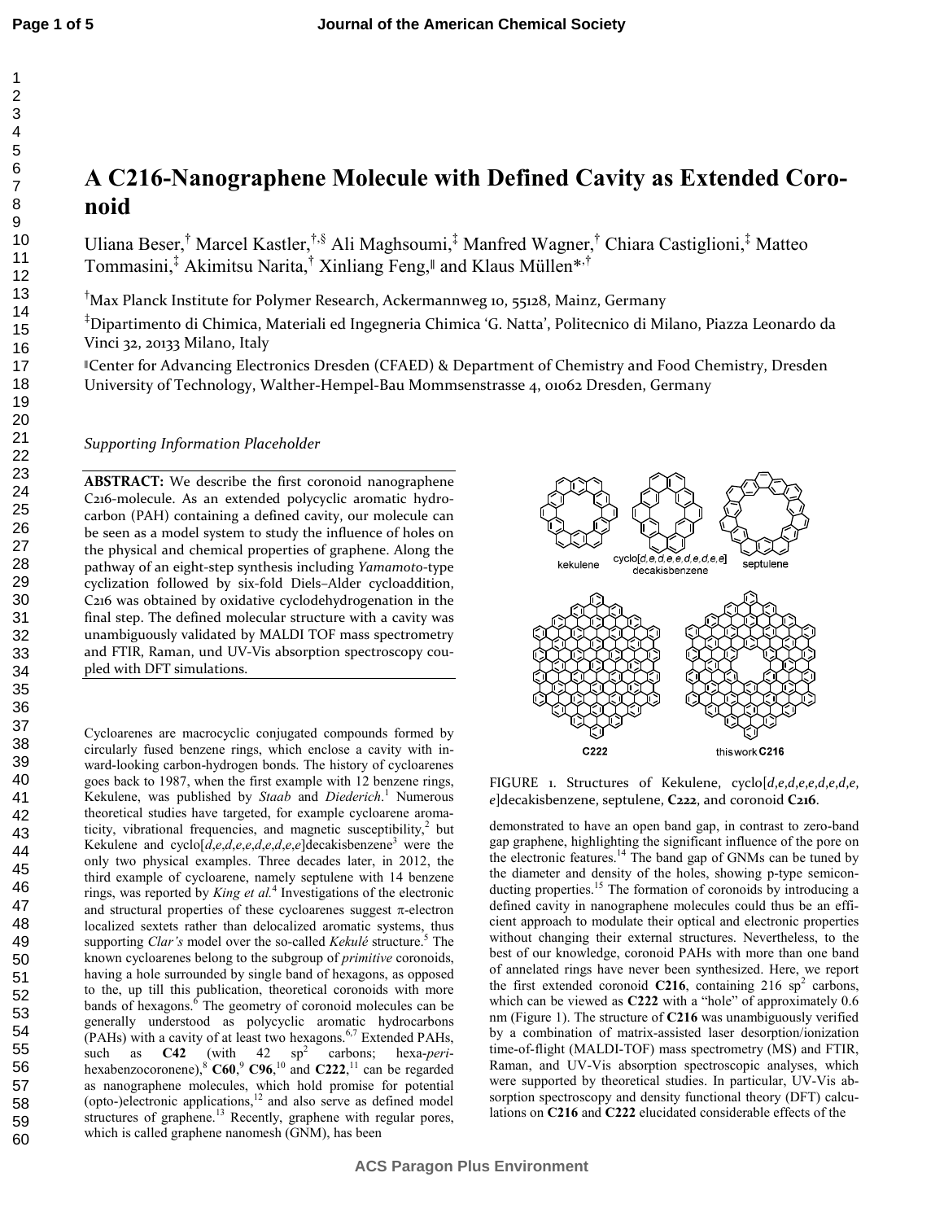# A C216-Nanographene Molecule with Defined Cavity as Extended Coronoid

Uliana Beser,[†] Marcel Kastler,[†,§] Ali Maghsoumi,[‡] Manfred Wagner,[†] Chiara Castiglioni,[‡] Matteo Tommasini,[‡] Akimitsu Narita,[†] Xinliang Feng,[‖] and Klaus Müllen*[,†]

[†]Max Planck Institute for Polymer Research, Ackermannweg 10, 55128, Mainz, Germany

[‡]Dipartimento di Chimica, Materiali ed Ingegneria Chimica 'G. Natta', Politecnico di Milano, Piazza Leonardo da Vinci 32, 20133 Milano, Italy

[‖]Center for Advancing Electronics Dresden (CFAED) & Department of Chemistry and Food Chemistry, Dresden University of Technology, Walther-Hempel-Bau Mommsenstrasse 4, 01062 Dresden, Germany

*Supporting Information Placeholder*

**ABSTRACT:** We describe the first coronoid nanographene C216-molecule. As an extended polycyclic aromatic hydrocarbon (PAH) containing a defined cavity, our molecule can be seen as a model system to study the influence of holes on the physical and chemical properties of graphene. Along the pathway of an eight-step synthesis including *Yamamoto*-type cyclization followed by six-fold Diels–Alder cycloaddition, C216 was obtained by oxidative cyclodehydrogenation in the final step. The defined molecular structure with a cavity was unambiguously validated by MALDI TOF mass spectrometry and FTIR, Raman, und UV-Vis absorption spectroscopy coupled with DFT simulations.

Cycloarenes are macrocyclic conjugated compounds formed by circularly fused benzene rings, which enclose a cavity with inward-looking carbon-hydrogen bonds. The history of cycloarenes goes back to 1987, when the first example with 12 benzene rings, Kekulene, was published by *Staab* and *Diederich*.[1] Numerous theoretical studies have targeted, for example cycloarene aromaticity, vibrational frequencies, and magnetic susceptibility,[2] but Kekulene and cyclo[*d*,*e*,*d*,*e*,*e*,*d*,*e*,*d*,*e*,*e*]decakisbenzene[3] were the only two physical examples. Three decades later, in 2012, the third example of cycloarene, namely septulene with 14 benzene rings, was reported by *King et al.*[4] Investigations of the electronic and structural properties of these cycloarenes suggest π-electron localized sextets rather than delocalized aromatic systems, thus supporting *Clar's* model over the so-called *Kekulé* structure.[5] The known cycloarenes belong to the subgroup of *primitive* coronoids, having a hole surrounded by single band of hexagons, as opposed to the, up till this publication, theoretical coronoids with more bands of hexagons.[6] The geometry of coronoid molecules can be generally understood as polycyclic aromatic hydrocarbons (PAHs) with a cavity of at least two hexagons.[6,7] Extended PAHs, such as **C42** (with 42 $sp^2$ carbons; hexa-*peri*-hexabenzocoronene),[8] **C60**,[9] **C96**,[10] and **C222**,[11] can be regarded as nanographene molecules, which hold promise for potential (opto-)electronic applications,[12] and also serve as defined model structures of graphene.[13] Recently, graphene with regular pores, which is called graphene nanomesh (GNM), has been

kekulene

cyclo[*d*,*e*,*d*,*e*,*e*,*d*,*e*,*d*,*e*,*e*] decakisbenzene

septulene

C222

this work **C216**

FIGURE 1. Structures of Kekulene, cyclo[*d*,*e*,*d*,*e*,*e*,*d*,*e*,*d*,*e*,*e*]decakisbenzene, septulene, **C222**, and coronoid **C216**.

demonstrated to have an open band gap, in contrast to zero-band gap graphene, highlighting the significant influence of the pore on the electronic features.[14] The band gap of GNMs can be tuned by the diameter and density of the holes, showing p-type semiconducting properties.[15] The formation of coronoids by introducing a defined cavity in nanographene molecules could thus be an efficient approach to modulate their optical and electronic properties without changing their external structures. Nevertheless, to the best of our knowledge, coronoid PAHs with more than one band of annelated rings have never been synthesized. Here, we report the first extended coronoid **C216**, containing 216 $sp^2$ carbons, which can be viewed as **C222** with a "hole" of approximately 0.6 nm (Figure 1). The structure of **C216** was unambiguously verified by a combination of matrix-assisted laser desorption/ionization time-of-flight (MALDI-TOF) mass spectrometry (MS) and FTIR, Raman, and UV-Vis absorption spectroscopic analyses, which were supported by theoretical studies. In particular, UV-Vis absorption spectroscopy and density functional theory (DFT) calculations on **C216** and **C222** elucidated considerable effects of the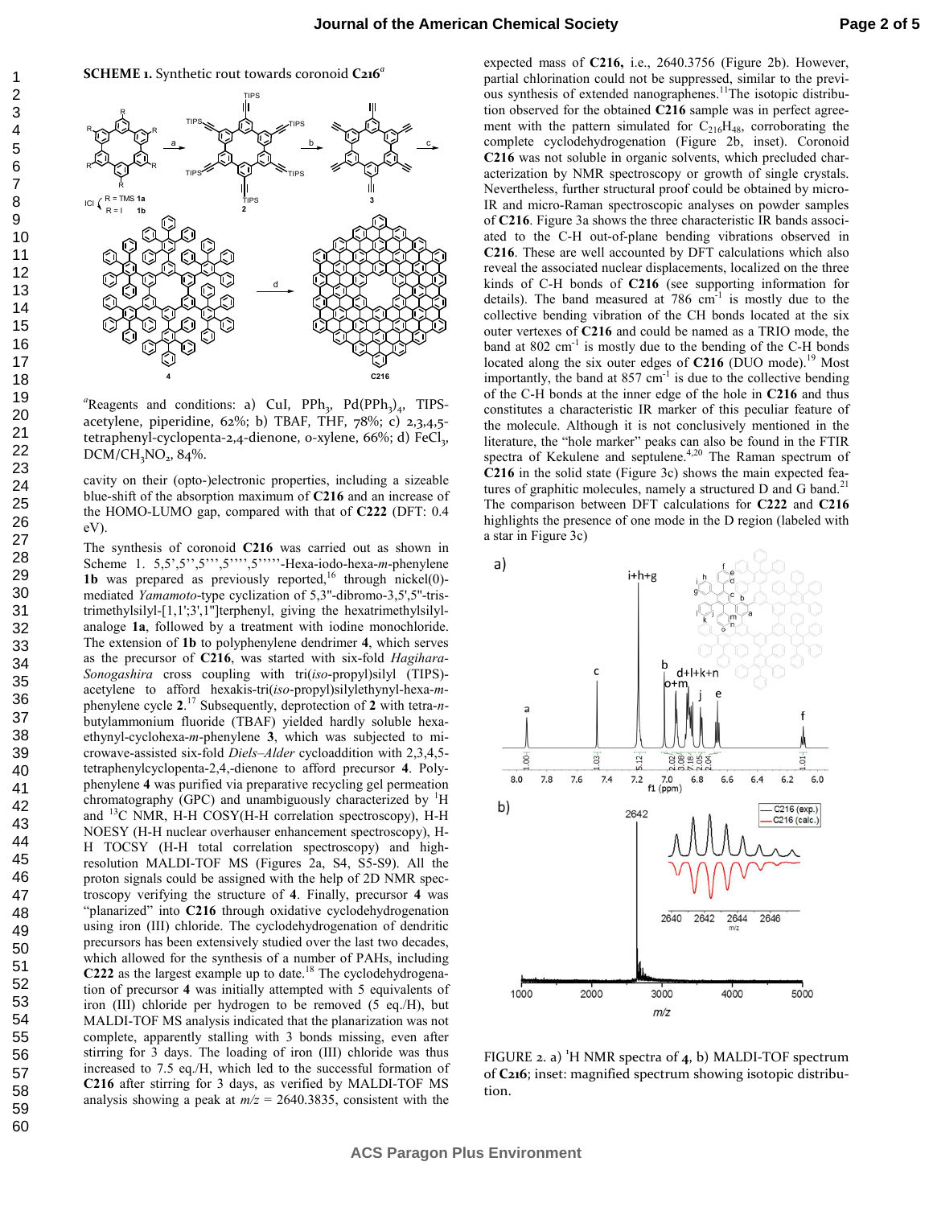**SCHEME 1.** Synthetic rout towards coronoid **C216**[a]

a

b

c

d

ICl

R = TMS **1a**

R = I **1b**

TIPS

**2**

**3**

**4**

**C216**

[a]Reagents and conditions: a) CuI, $PPh_3$, $Pd(PPh_3)_4$, TIPS-acetylene, piperidine, 62%; b) TBAF, THF, 78%; c) 2,3,4,5-tetraphenyl-cyclopenta-2,4-dienone, o-xylene, 66%; d) $FeCl_3$, $DCM/CH_3NO_2$, 84%.

cavity on their (opto-)electronic properties, including a sizeable blue-shift of the absorption maximum of **C216** and an increase of the HOMO-LUMO gap, compared with that of **C222** (DFT: 0.4 eV).

The synthesis of coronoid **C216** was carried out as shown in Scheme 1. 5,5',5'',5''',5'''',5'''''-Hexa-iodo-hexa-*m*-phenylene **1b** was prepared as previously reported,[16] through nickel(0)-mediated *Yamamoto*-type cyclization of 5,3"-dibromo-3,5',5"-tris-trimethylsilyl-[1,1';3',1"]terphenyl, giving the hexatrimethylsilyl-analoge **1a**, followed by a treatment with iodine monochloride. The extension of **1b** to polyphenylene dendrimer **4**, which serves as the precursor of **C216**, was started with six-fold *Hagihara-Sonogashira* cross coupling with tri(*iso*-propyl)silyl (TIPS)-acetylene to afford hexakis-tri(*iso*-propyl)silylethynyl-hexa-*m*-phenylene cycle **2**.[17] Subsequently, deprotection of **2** with tetra-*n*-butylammonium fluoride (TBAF) yielded hardly soluble hexa-ethynyl-cyclohexa-*m*-phenylene **3**, which was subjected to microwave-assisted six-fold *Diels–Alder* cycloaddition with 2,3,4,5-tetraphenylcyclopenta-2,4,-dienone to afford precursor **4**. Polyphenylene **4** was purified via preparative recycling gel permeation chromatography (GPC) and unambiguously characterized by $^1$H and $^{13}$C NMR, H-H COSY(H-H correlation spectroscopy), H-H NOESY (H-H nuclear overhauser enhancement spectroscopy), H-H TOCSY (H-H total correlation spectroscopy) and high-resolution MALDI-TOF MS (Figures 2a, S4, S5-S9). All the proton signals could be assigned with the help of 2D NMR spectroscopy verifying the structure of **4**. Finally, precursor **4** was "planarized" into **C216** through oxidative cyclodehydrogenation using iron (III) chloride. The cyclodehydrogenation of dendritic precursors has been extensively studied over the last two decades, which allowed for the synthesis of a number of PAHs, including **C222** as the largest example up to date.[18] The cyclodehydrogenation of precursor **4** was initially attempted with 5 equivalents of iron (III) chloride per hydrogen to be removed (5 eq./H), but MALDI-TOF MS analysis indicated that the planarization was not complete, apparently stalling with 3 bonds missing, even after stirring for 3 days. The loading of iron (III) chloride was thus increased to 7.5 eq./H, which led to the successful formation of **C216** after stirring for 3 days, as verified by MALDI-TOF MS analysis showing a peak at $m/z$ = 2640.3835, consistent with the expected mass of **C216,** i.e., 2640.3756 (Figure 2b). However, partial chlorination could not be suppressed, similar to the previous synthesis of extended nanographenes.[11] The isotopic distribution observed for the obtained **C216** sample was in perfect agreement with the pattern simulated for $C_{216}H_{48}$, corroborating the complete cyclodehydrogenation (Figure 2b, inset). Coronoid **C216** was not soluble in organic solvents, which precluded characterization by NMR spectroscopy or growth of single crystals. Nevertheless, further structural proof could be obtained by micro-IR and micro-Raman spectroscopic analyses on powder samples of **C216**. Figure 3a shows the three characteristic IR bands associated to the C-H out-of-plane bending vibrations observed in **C216**. These are well accounted by DFT calculations which also reveal the associated nuclear displacements, localized on the three kinds of C-H bonds of **C216** (see supporting information for details). The band measured at 786 cm$^{-1}$ is mostly due to the collective bending vibration of the CH bonds located at the six outer vertexes of **C216** and could be named as a TRIO mode, the band at 802 cm$^{-1}$ is mostly due to the bending of the C-H bonds located along the six outer edges of **C216** (DUO mode).[19] Most importantly, the band at 857 cm$^{-1}$ is due to the collective bending of the C-H bonds at the inner edge of the hole in **C216** and thus constitutes a characteristic IR marker of this peculiar feature of the molecule. Although it is not conclusively mentioned in the literature, the "hole marker" peaks can also be found in the FTIR spectra of Kekulene and septulene.[4,20] The Raman spectrum of **C216** in the solid state (Figure 3c) shows the main expected features of graphitic molecules, namely a structured D and G band.[21] The comparison between DFT calculations for **C222** and **C216** highlights the presence of one mode in the D region (labeled with a star in Figure 3c)

a)

i+h+g

c

b

d+l+k+n

o+m

j

e

a

f

1.00

1.03

5.12

2.02

3.08

7.18

2.05

2.04

1.01

8.0 7.8 7.6 7.4 7.2 7.0 6.8 6.6 6.4 6.2 6.0

f1 (ppm)

b)

2642

C216 (exp.)

C216 (calc.)

2640 2642 2644 2646

m/z

1000 2000 3000 4000 5000

m/z

FIGURE 2. a) $^1$H NMR spectra of **4**, b) MALDI-TOF spectrum of **C216**; inset: magnified spectrum showing isotopic distribution.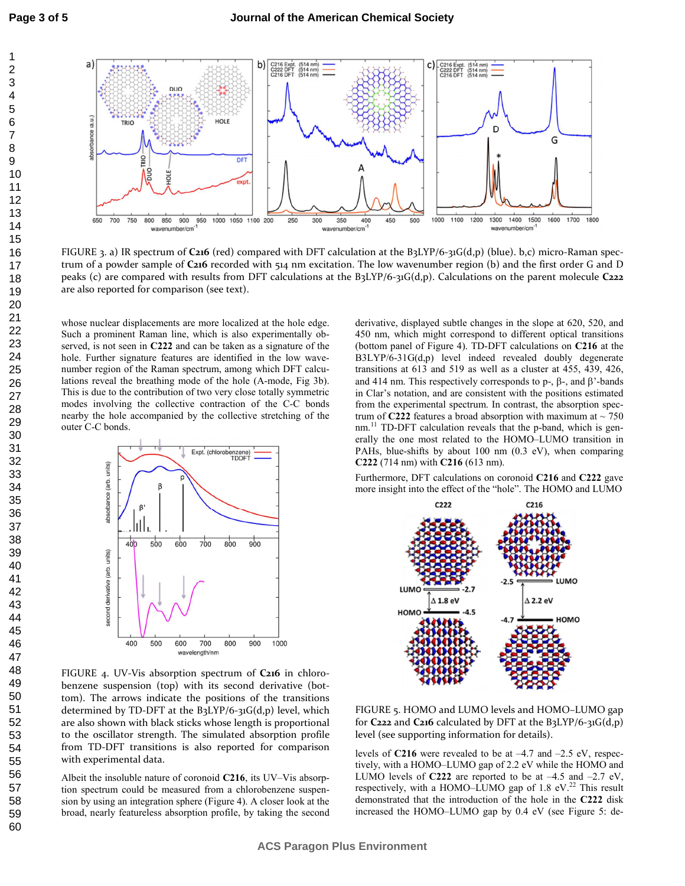FIGURE 3. a) IR spectrum of **C216** (red) compared with DFT calculation at the B3LYP/6-31G(d,p) (blue). b,c) micro-Raman spectrum of a powder sample of **C216** recorded with 514 nm excitation. The low wavenumber region (b) and the first order G and D peaks (c) are compared with results from DFT calculations at the B3LYP/6-31G(d,p). Calculations on the parent molecule **C222** are also reported for comparison (see text).

whose nuclear displacements are more localized at the hole edge. Such a prominent Raman line, which is also experimentally observed, is not seen in **C222** and can be taken as a signature of the hole. Further signature features are identified in the low wavenumber region of the Raman spectrum, among which DFT calculations reveal the breathing mode of the hole (A-mode, Fig 3b). This is due to the contribution of two very close totally symmetric modes involving the collective contraction of the C-C bonds nearby the hole accompanied by the collective stretching of the outer C-C bonds.

FIGURE 4. UV-Vis absorption spectrum of **C216** in chlorobenzene suspension (top) with its second derivative (bottom). The arrows indicate the positions of the transitions determined by TD-DFT at the B3LYP/6-31G(d,p) level, which are also shown with black sticks whose length is proportional to the oscillator strength. The simulated absorption profile from TD-DFT transitions is also reported for comparison with experimental data.

Albeit the insoluble nature of coronoid **C216**, its UV–Vis absorption spectrum could be measured from a chlorobenzene suspension by using an integration sphere (Figure 4). A closer look at the broad, nearly featureless absorption profile, by taking the second derivative, displayed subtle changes in the slope at 620, 520, and 450 nm, which might correspond to different optical transitions (bottom panel of Figure 4). TD-DFT calculations on **C216** at the B3LYP/6-31G(d,p) level indeed revealed doubly degenerate transitions at 613 and 519 as well as a cluster at 455, 439, 426, and 414 nm. This respectively corresponds to p-, β-, and β'-bands in Clar's notation, and are consistent with the positions estimated from the experimental spectrum. In contrast, the absorption spectrum of **C222** features a broad absorption with maximum at ~ 750 nm.[11] TD-DFT calculation reveals that the p-band, which is generally the one most related to the HOMO–LUMO transition in PAHs, blue-shifts by about 100 nm (0.3 eV), when comparing **C222** (714 nm) with **C216** (613 nm).

Furthermore, DFT calculations on coronoid **C216** and **C222** gave more insight into the effect of the "hole". The HOMO and LUMO levels of **C216** were revealed to be at –4.7 and –2.5 eV, respectively, with a HOMO–LUMO gap of 2.2 eV while the HOMO and LUMO levels of **C222** are reported to be at –4.5 and –2.7 eV, respectively, with a HOMO–LUMO gap of 1.8 eV.[22] This result demonstrated that the introduction of the hole in the **C222** disk increased the HOMO–LUMO gap by 0.4 eV (see Figure 5: de-

FIGURE 5. HOMO and LUMO levels and HOMO–LUMO gap for **C222** and **C216** calculated by DFT at the B3LYP/6-31G(d,p) level (see supporting information for details).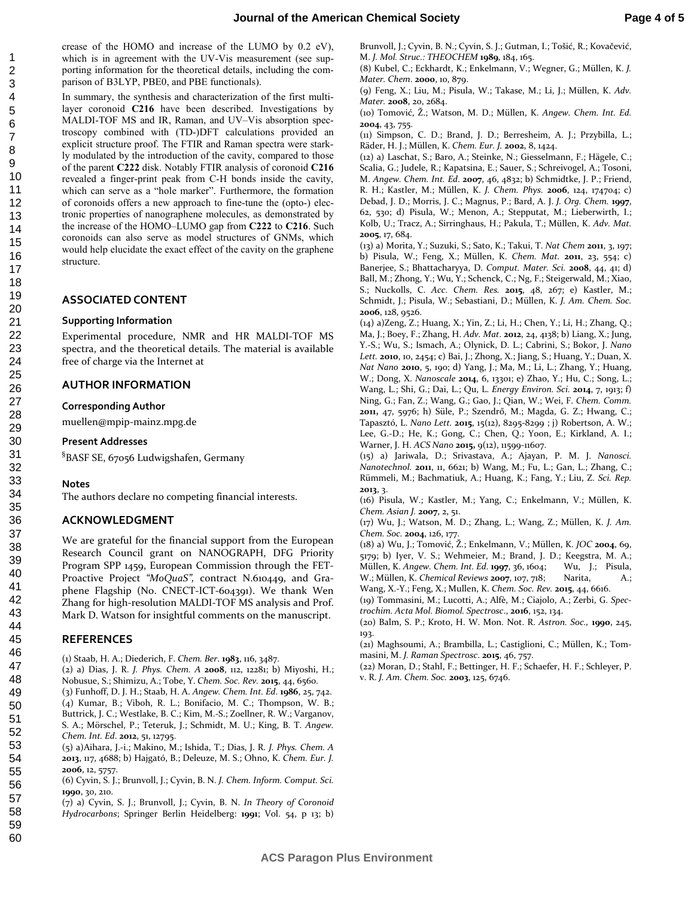crease of the HOMO and increase of the LUMO by 0.2 eV), which is in agreement with the UV-Vis measurement (see supporting information for the theoretical details, including the comparison of B3LYP, PBE0, and PBE functionals).

In summary, the synthesis and characterization of the first multilayer coronoid **C216** have been described. Investigations by MALDI-TOF MS and IR, Raman, and UV–Vis absorption spectroscopy combined with (TD-)DFT calculations provided an explicit structure proof. The FTIR and Raman spectra were starkly modulated by the introduction of the cavity, compared to those of the parent **C222** disk. Notably FTIR analysis of coronoid **C216** revealed a finger-print peak from C-H bonds inside the cavity, which can serve as a "hole marker". Furthermore, the formation of coronoids offers a new approach to fine-tune the (opto-) electronic properties of nanographene molecules, as demonstrated by the increase of the HOMO–LUMO gap from **C222** to **C216**. Such coronoids can also serve as model structures of GNMs, which would help elucidate the exact effect of the cavity on the graphene structure.

## ASSOCIATED CONTENT

### Supporting Information

Experimental procedure, NMR and HR MALDI-TOF MS spectra, and the theoretical details. The material is available free of charge via the Internet at

## AUTHOR INFORMATION

### Corresponding Author

muellen@mpip-mainz.mpg.de

### Present Addresses

§BASF SE, 67056 Ludwigshafen, Germany

### Notes

The authors declare no competing financial interests.

## ACKNOWLEDGMENT

We are grateful for the financial support from the European Research Council grant on NANOGRAPH, DFG Priority Program SPP 1459, European Commission through the FET-Proactive Project *"MoQuaS"*, contract N.610449, and Graphene Flagship (No. CNECT-ICT-604391). We thank Wen Zhang for high-resolution MALDI-TOF MS analysis and Prof. Mark D. Watson for insightful comments on the manuscript.

## REFERENCES

(1) Staab, H. A.; Diederich, F. *Chem. Ber*. **1983**, 116, 3487.

(2) a) Dias, J. R. *J. Phys. Chem. A* **2008**, 112, 12281; b) Miyoshi, H.; Nobusue, S.; Shimizu, A.; Tobe, Y. *Chem. Soc. Rev.* **2015**, 44, 6560.

(3) Funhoff, D. J. H.; Staab, H. A. *Angew. Chem. Int. Ed*. **1986**, 25, 742.

(4) Kumar, B.; Viboh, R. L.; Bonifacio, M. C.; Thompson, W. B.; Buttrick, J. C.; Westlake, B. C.; Kim, M.-S.; Zoellner, R. W.; Varganov, S. A.; Mörschel, P.; Teteruk, J.; Schmidt, M. U.; King, B. T. *Angew. Chem. Int. Ed*. **2012**, 51, 12795.

(5) a)Aihara, J.-i.; Makino, M.; Ishida, T.; Dias, J. R. *J. Phys. Chem. A* **2013**, 117, 4688; b) Hajgató, B.; Deleuze, M. S.; Ohno, K. *Chem. Eur. J.* **2006**, 12, 5757.

(6) Cyvin, S. J.; Brunvoll, J.; Cyvin, B. N. *J. Chem. Inform. Comput. Sci.* **1990**, 30, 210.

(7) a) Cyvin, S. J.; Brunvoll, J.; Cyvin, B. N. *In Theory of Coronoid Hydrocarbons*; Springer Berlin Heidelberg: **1991**; Vol. 54, p 13; b) Brunvoll, J.; Cyvin, B. N.; Cyvin, S. J.; Gutman, I.; Tošić, R.; Kovačević, M. *J. Mol. Struc.: THEOCHEM* **1989**, 184, 165.

(8) Kubel, C.; Eckhardt, K.; Enkelmann, V.; Wegner, G.; Müllen, K. *J. Mater. Chem*. **2000**, 10, 879.

(9) Feng, X.; Liu, M.; Pisula, W.; Takase, M.; Li, J.; Müllen, K. *Adv. Mater.* **2008**, 20, 2684.

(10) Tomović, Ž.; Watson, M. D.; Müllen, K. *Angew. Chem. Int. Ed.* **2004**, 43, 755.

(11) Simpson, C. D.; Brand, J. D.; Berresheim, A. J.; Przybilla, L.; Räder, H. J.; Müllen, K. *Chem. Eur. J.* **2002**, 8, 1424.

(12) a) Laschat, S.; Baro, A.; Steinke, N.; Giesselmann, F.; Hägele, C.; Scalia, G.; Judele, R.; Kapatsina, E.; Sauer, S.; Schreivogel, A.; Tosoni, M. *Angew. Chem. Int. Ed*. **2007**, 46, 4832; b) Schmidtke, J. P.; Friend, R. H.; Kastler, M.; Müllen, K. *J. Chem. Phys.* **2006**, 124, 174704; c) Debad, J. D.; Morris, J. C.; Magnus, P.; Bard, A. J. *J. Org. Chem.* **1997**, 62, 530; d) Pisula, W.; Menon, A.; Stepputat, M.; Lieberwirth, I.; Kolb, U.; Tracz, A.; Sirringhaus, H.; Pakula, T.; Müllen, K. *Adv. Mat.* **2005**, 17, 684.

(13) a) Morita, Y.; Suzuki, S.; Sato, K.; Takui, T. *Nat Chem* **2011**, 3, 197; b) Pisula, W.; Feng, X.; Müllen, K. *Chem. Mat.* **2011**, 23, 554; c) Banerjee, S.; Bhattacharyya, D. *Comput. Mater. Sci.* **2008**, 44, 41; d) Ball, M.; Zhong, Y.; Wu, Y.; Schenck, C.; Ng, F.; Steigerwald, M.; Xiao, S.; Nuckolls, C. *Acc. Chem. Res.* **2015**, 48, 267; e) Kastler, M.; Schmidt, J.; Pisula, W.; Sebastiani, D.; Müllen, K. *J. Am. Chem. Soc.* **2006**, 128, 9526.

(14) a)Zeng, Z.; Huang, X.; Yin, Z.; Li, H.; Chen, Y.; Li, H.; Zhang, Q.; Ma, J.; Boey, F.; Zhang, H. *Adv. Mat*. **2012**, 24, 4138; b) Liang, X.; Jung, Y.-S.; Wu, S.; Ismach, A.; Olynick, D. L.; Cabrini, S.; Bokor, J. *Nano Lett.* **2010**, 10, 2454; c) Bai, J.; Zhong, X.; Jiang, S.; Huang, Y.; Duan, X. *Nat Nano* **2010**, 5, 190; d) Yang, J.; Ma, M.; Li, L.; Zhang, Y.; Huang, W.; Dong, X. *Nanoscale* **2014**, 6, 13301; e) Zhao, Y.; Hu, C.; Song, L.; Wang, L.; Shi, G.; Dai, L.; Qu, L. *Energy Environ. Sci.* **2014**, 7, 1913; f) Ning, G.; Fan, Z.; Wang, G.; Gao, J.; Qian, W.; Wei, F. *Chem. Comm.* **2011**, 47, 5976; h) Süle, P.; Szendrő, M.; Magda, G. Z.; Hwang, C.; Tapasztó, L. *Nano Lett.* **2015**, 15(12), 8295-8299 ; j) Robertson, A. W.; Lee, G.-D.; He, K.; Gong, C.; Chen, Q.; Yoon, E.; Kirkland, A. I.; Warner, J. H. *ACS Nano* **2015,** 9(12), 11599-11607.

(15) a) Jariwala, D.; Srivastava, A.; Ajayan, P. M. J. *Nanosci. Nanotechnol.* **2011**, 11, 6621; b) Wang, M.; Fu, L.; Gan, L.; Zhang, C.; Rümmeli, M.; Bachmatiuk, A.; Huang, K.; Fang, Y.; Liu, Z. *Sci. Rep.* **2013**, 3.

(16) Pisula, W.; Kastler, M.; Yang, C.; Enkelmann, V.; Müllen, K. *Chem. Asian J.* **2007**, 2, 51.

(17) Wu, J.; Watson, M. D.; Zhang, L.; Wang, Z.; Müllen, K. *J. Am. Chem. Soc.* **2004**, 126, 177.

(18) a) Wu, J.; Tomović, Ž.; Enkelmann, V.; Müllen, K. *JOC* **2004**, 69, 5179; b) Iyer, V. S.; Wehmeier, M.; Brand, J. D.; Keegstra, M. A.; Müllen, K. *Angew. Chem. Int. Ed.* **1997**, 36, 1604; Wu, J.; Pisula, W.; Müllen, K. *Chemical Reviews* **2007**, 107, 718; Narita, A.; Wang, X.-Y.; Feng, X.; Mullen, K. *Chem. Soc. Rev.* **2015**, 44, 6616.

(19) Tommasini, M.; Lucotti, A.; Alfè, M.; Ciajolo, A.; Zerbi, G. *Spectrochim. Acta Mol. Biomol. Spectrosc*., **2016**, 152, 134.

(20) Balm, S. P.; Kroto, H. W. Mon. Not. R. *Astron. Soc.,* **1990**, 245, 193.

(21) Maghsoumi, A.; Brambilla, L.; Castiglioni, C.; Müllen, K.; Tommasini, M. *J. Raman Spectrosc*. **2015**, 46, 757.

(22) Moran, D.; Stahl, F.; Bettinger, H. F.; Schaefer, H. F.; Schleyer, P. v. R. *J. Am. Chem. Soc.* **2003**, 125, 6746.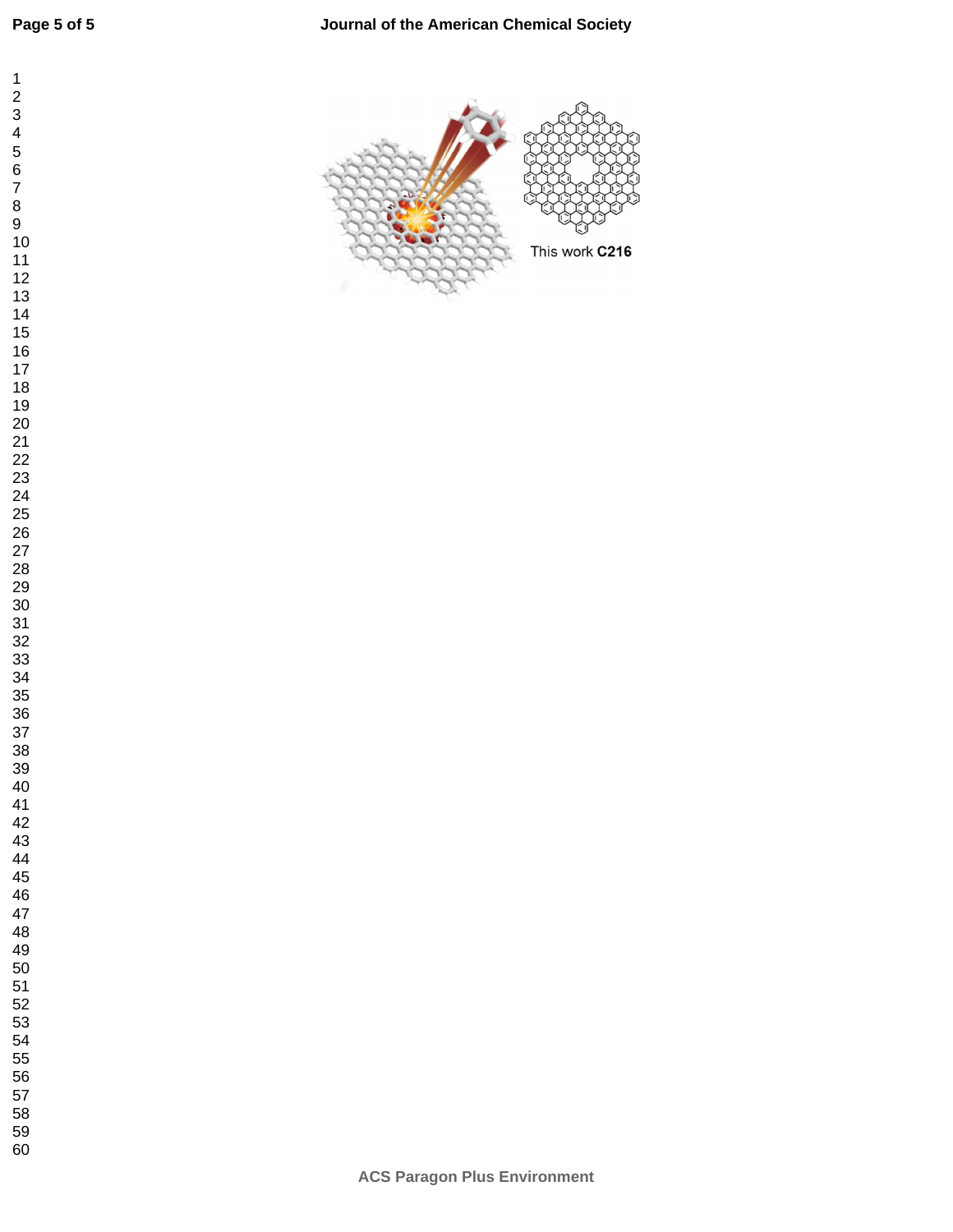This work **C216**